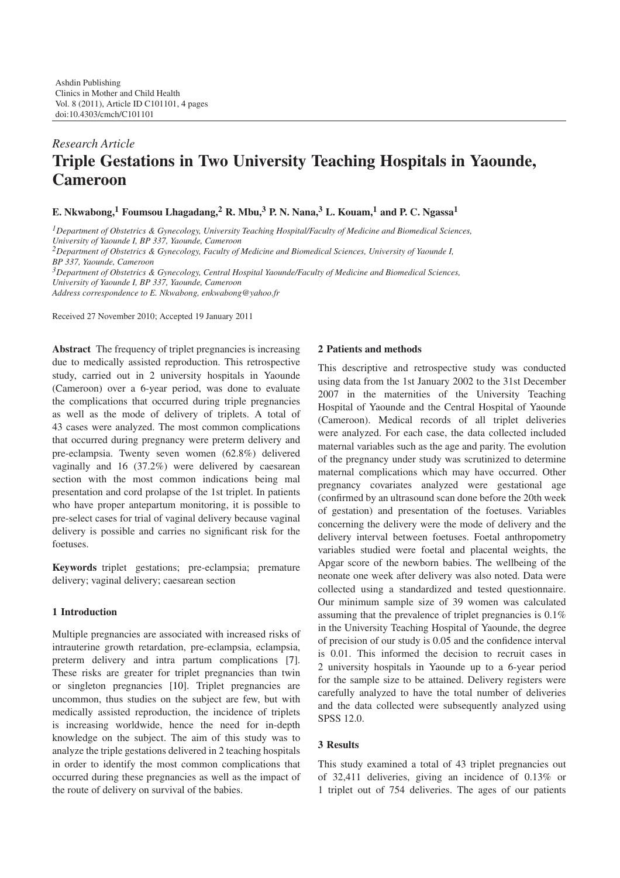Ashdin Publishing
Clinics in Mother and Child Health
Vol. 8 (2011), Article ID C101101, 4 pages
doi:10.4303/cmch/C101101

*Research Article*

# Triple Gestations in Two University Teaching Hospitals in Yaounde, Cameroon

**E. Nkwabong,[1] Foumsou Lhagadang,[2] R. Mbu,[3] P. N. Nana,[3] L. Kouam,[1] and P. C. Ngassa[1]**

*[1]Department of Obstetrics & Gynecology, University Teaching Hospital/Faculty of Medicine and Biomedical Sciences, University of Yaounde I, BP 337, Yaounde, Cameroon*
*[2]Department of Obstetrics & Gynecology, Faculty of Medicine and Biomedical Sciences, University of Yaounde I, BP 337, Yaounde, Cameroon*
*[3]Department of Obstetrics & Gynecology, Central Hospital Yaounde/Faculty of Medicine and Biomedical Sciences, University of Yaounde I, BP 337, Yaounde, Cameroon*
*Address correspondence to E. Nkwabong, enkwabong@yahoo.fr*

Received 27 November 2010; Accepted 19 January 2011

**Abstract** The frequency of triplet pregnancies is increasing due to medically assisted reproduction. This retrospective study, carried out in 2 university hospitals in Yaounde (Cameroon) over a 6-year period, was done to evaluate the complications that occurred during triple pregnancies as well as the mode of delivery of triplets. A total of 43 cases were analyzed. The most common complications that occurred during pregnancy were preterm delivery and pre-eclampsia. Twenty seven women (62.8%) delivered vaginally and 16 (37.2%) were delivered by caesarean section with the most common indications being mal presentation and cord prolapse of the 1st triplet. In patients who have proper antepartum monitoring, it is possible to pre-select cases for trial of vaginal delivery because vaginal delivery is possible and carries no significant risk for the foetuses.

**Keywords** triplet gestations; pre-eclampsia; premature delivery; vaginal delivery; caesarean section

## 1 Introduction

Multiple pregnancies are associated with increased risks of intrauterine growth retardation, pre-eclampsia, eclampsia, preterm delivery and intra partum complications [7]. These risks are greater for triplet pregnancies than twin or singleton pregnancies [10]. Triplet pregnancies are uncommon, thus studies on the subject are few, but with medically assisted reproduction, the incidence of triplets is increasing worldwide, hence the need for in-depth knowledge on the subject. The aim of this study was to analyze the triple gestations delivered in 2 teaching hospitals in order to identify the most common complications that occurred during these pregnancies as well as the impact of the route of delivery on survival of the babies.

## 2 Patients and methods

This descriptive and retrospective study was conducted using data from the 1st January 2002 to the 31st December 2007 in the maternities of the University Teaching Hospital of Yaounde and the Central Hospital of Yaounde (Cameroon). Medical records of all triplet deliveries were analyzed. For each case, the data collected included maternal variables such as the age and parity. The evolution of the pregnancy under study was scrutinized to determine maternal complications which may have occurred. Other pregnancy covariates analyzed were gestational age (confirmed by an ultrasound scan done before the 20th week of gestation) and presentation of the foetuses. Variables concerning the delivery were the mode of delivery and the delivery interval between foetuses. Foetal anthropometry variables studied were foetal and placental weights, the Apgar score of the newborn babies. The wellbeing of the neonate one week after delivery was also noted. Data were collected using a standardized and tested questionnaire. Our minimum sample size of 39 women was calculated assuming that the prevalence of triplet pregnancies is 0.1% in the University Teaching Hospital of Yaounde, the degree of precision of our study is 0.05 and the confidence interval is 0.01. This informed the decision to recruit cases in 2 university hospitals in Yaounde up to a 6-year period for the sample size to be attained. Delivery registers were carefully analyzed to have the total number of deliveries and the data collected were subsequently analyzed using SPSS 12.0.

## 3 Results

This study examined a total of 43 triplet pregnancies out of 32,411 deliveries, giving an incidence of 0.13% or 1 triplet out of 754 deliveries. The ages of our patients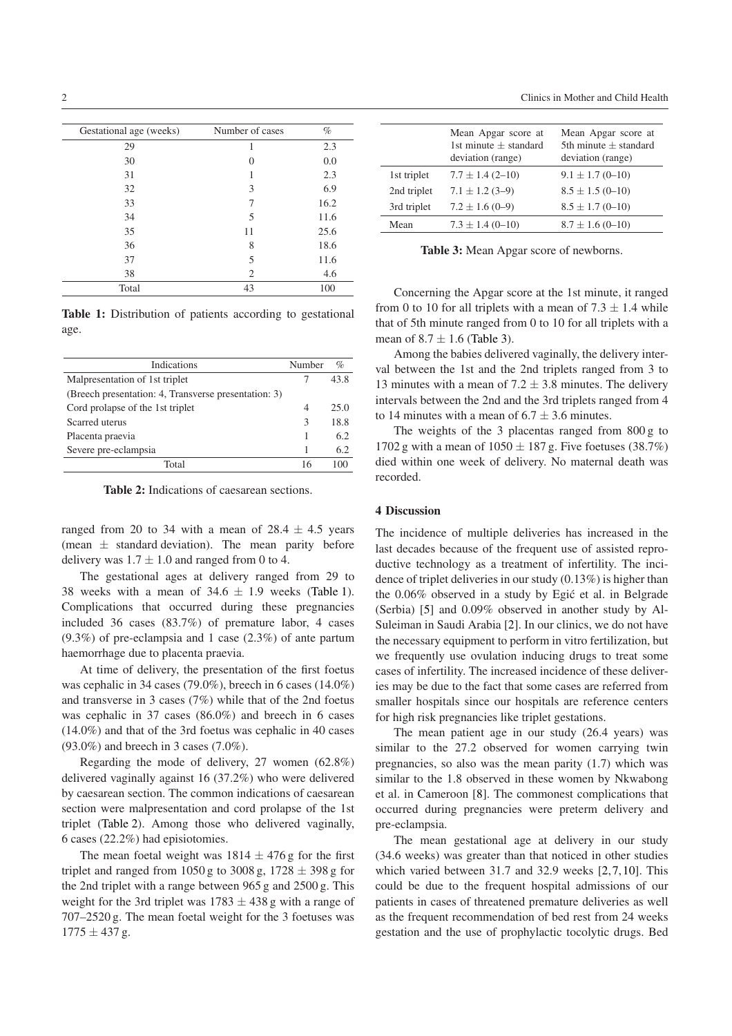| Gestational age (weeks) | Number of cases | % |
|---|---|---|
| 29 | 1 | 2.3 |
| 30 | 0 | 0.0 |
| 31 | 1 | 2.3 |
| 32 | 3 | 6.9 |
| 33 | 7 | 16.2 |
| 34 | 5 | 11.6 |
| 35 | 11 | 25.6 |
| 36 | 8 | 18.6 |
| 37 | 5 | 11.6 |
| 38 | 2 | 4.6 |
| Total | 43 | 100 |

**Table 1:** Distribution of patients according to gestational age.

| Indications | Number | % |
|---|---|---|
| Malpresentation of 1st triplet | 7 | 43.8 |
| (Breech presentation: 4, Transverse presentation: 3) | | |
| Cord prolapse of the 1st triplet | 4 | 25.0 |
| Scarred uterus | 3 | 18.8 |
| Placenta praevia | 1 | 6.2 |
| Severe pre-eclampsia | 1 | 6.2 |
| Total | 16 | 100 |

**Table 2:** Indications of caesarean sections.

ranged from 20 to 34 with a mean of $28.4 \pm 4.5$ years (mean $\pm$ standard deviation). The mean parity before delivery was $1.7 \pm 1.0$ and ranged from 0 to 4.

The gestational ages at delivery ranged from 29 to 38 weeks with a mean of $34.6 \pm 1.9$ weeks (Table 1). Complications that occurred during these pregnancies included 36 cases (83.7%) of premature labor, 4 cases (9.3%) of pre-eclampsia and 1 case (2.3%) of ante partum haemorrhage due to placenta praevia.

At time of delivery, the presentation of the first foetus was cephalic in 34 cases (79.0%), breech in 6 cases (14.0%) and transverse in 3 cases (7%) while that of the 2nd foetus was cephalic in 37 cases (86.0%) and breech in 6 cases (14.0%) and that of the 3rd foetus was cephalic in 40 cases (93.0%) and breech in 3 cases (7.0%).

Regarding the mode of delivery, 27 women (62.8%) delivered vaginally against 16 (37.2%) who were delivered by caesarean section. The common indications of caesarean section were malpresentation and cord prolapse of the 1st triplet (Table 2). Among those who delivered vaginally, 6 cases (22.2%) had episiotomies.

The mean foetal weight was $1814 \pm 476$ g for the first triplet and ranged from 1050 g to 3008 g, $1728 \pm 398$ g for the 2nd triplet with a range between 965 g and 2500 g. This weight for the 3rd triplet was $1783 \pm 438$ g with a range of 707–2520 g. The mean foetal weight for the 3 foetuses was $1775 \pm 437$ g.

| | Mean Apgar score at 1st minute $\pm$ standard deviation (range) | Mean Apgar score at 5th minute $\pm$ standard deviation (range) |
|---|---|---|
| 1st triplet | $7.7 \pm 1.4$ (2–10) | $9.1 \pm 1.7$ (0–10) |
| 2nd triplet | $7.1 \pm 1.2$ (3–9) | $8.5 \pm 1.5$ (0–10) |
| 3rd triplet | $7.2 \pm 1.6$ (0–9) | $8.5 \pm 1.7$ (0–10) |
| Mean | $7.3 \pm 1.4$ (0–10) | $8.7 \pm 1.6$ (0–10) |

**Table 3:** Mean Apgar score of newborns.

Concerning the Apgar score at the 1st minute, it ranged from 0 to 10 for all triplets with a mean of $7.3 \pm 1.4$ while that of 5th minute ranged from 0 to 10 for all triplets with a mean of $8.7 \pm 1.6$ (Table 3).

Among the babies delivered vaginally, the delivery interval between the 1st and the 2nd triplets ranged from 3 to 13 minutes with a mean of $7.2 \pm 3.8$ minutes. The delivery intervals between the 2nd and the 3rd triplets ranged from 4 to 14 minutes with a mean of $6.7 \pm 3.6$ minutes.

The weights of the 3 placentas ranged from 800 g to 1702 g with a mean of $1050 \pm 187$ g. Five foetuses (38.7%) died within one week of delivery. No maternal death was recorded.

## 4 Discussion

The incidence of multiple deliveries has increased in the last decades because of the frequent use of assisted reproductive technology as a treatment of infertility. The incidence of triplet deliveries in our study (0.13%) is higher than the 0.06% observed in a study by Egić et al. in Belgrade (Serbia) [5] and 0.09% observed in another study by Al-Suleiman in Saudi Arabia [2]. In our clinics, we do not have the necessary equipment to perform in vitro fertilization, but we frequently use ovulation inducing drugs to treat some cases of infertility. The increased incidence of these deliveries may be due to the fact that some cases are referred from smaller hospitals since our hospitals are reference centers for high risk pregnancies like triplet gestations.

The mean patient age in our study (26.4 years) was similar to the 27.2 observed for women carrying twin pregnancies, so also was the mean parity (1.7) which was similar to the 1.8 observed in these women by Nkwabong et al. in Cameroon [8]. The commonest complications that occurred during pregnancies were preterm delivery and pre-eclampsia.

The mean gestational age at delivery in our study (34.6 weeks) was greater than that noticed in other studies which varied between 31.7 and 32.9 weeks [2,7,10]. This could be due to the frequent hospital admissions of our patients in cases of threatened premature deliveries as well as the frequent recommendation of bed rest from 24 weeks gestation and the use of prophylactic tocolytic drugs. Bed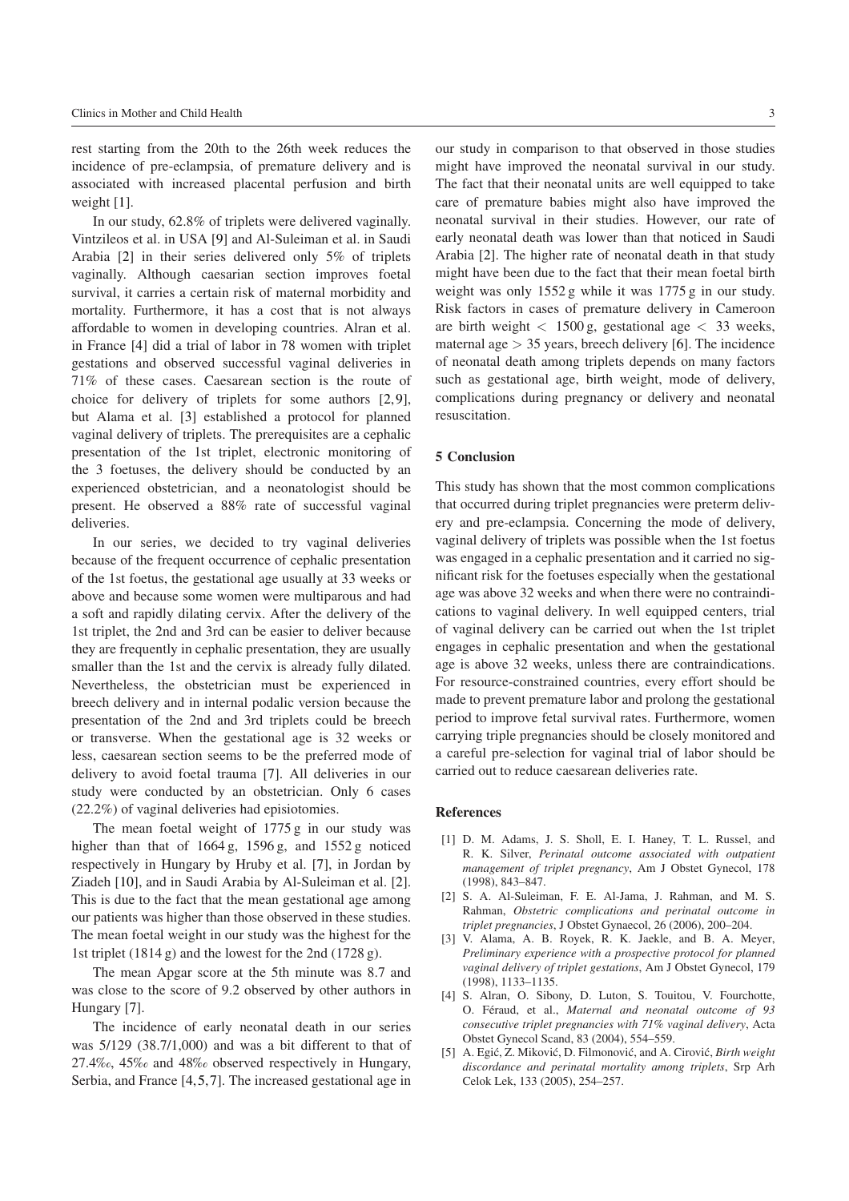rest starting from the 20th to the 26th week reduces the incidence of pre-eclampsia, of premature delivery and is associated with increased placental perfusion and birth weight [1].

In our study, 62.8% of triplets were delivered vaginally. Vintzileos et al. in USA [9] and Al-Suleiman et al. in Saudi Arabia [2] in their series delivered only 5% of triplets vaginally. Although caesarian section improves foetal survival, it carries a certain risk of maternal morbidity and mortality. Furthermore, it has a cost that is not always affordable to women in developing countries. Alran et al. in France [4] did a trial of labor in 78 women with triplet gestations and observed successful vaginal deliveries in 71% of these cases. Caesarean section is the route of choice for delivery of triplets for some authors [2,9], but Alama et al. [3] established a protocol for planned vaginal delivery of triplets. The prerequisites are a cephalic presentation of the 1st triplet, electronic monitoring of the 3 foetuses, the delivery should be conducted by an experienced obstetrician, and a neonatologist should be present. He observed a 88% rate of successful vaginal deliveries.

In our series, we decided to try vaginal deliveries because of the frequent occurrence of cephalic presentation of the 1st foetus, the gestational age usually at 33 weeks or above and because some women were multiparous and had a soft and rapidly dilating cervix. After the delivery of the 1st triplet, the 2nd and 3rd can be easier to deliver because they are frequently in cephalic presentation, they are usually smaller than the 1st and the cervix is already fully dilated. Nevertheless, the obstetrician must be experienced in breech delivery and in internal podalic version because the presentation of the 2nd and 3rd triplets could be breech or transverse. When the gestational age is 32 weeks or less, caesarean section seems to be the preferred mode of delivery to avoid foetal trauma [7]. All deliveries in our study were conducted by an obstetrician. Only 6 cases (22.2%) of vaginal deliveries had episiotomies.

The mean foetal weight of 1775 g in our study was higher than that of 1664 g, 1596 g, and 1552 g noticed respectively in Hungary by Hruby et al. [7], in Jordan by Ziadeh [10], and in Saudi Arabia by Al-Suleiman et al. [2]. This is due to the fact that the mean gestational age among our patients was higher than those observed in these studies. The mean foetal weight in our study was the highest for the 1st triplet (1814 g) and the lowest for the 2nd (1728 g).

The mean Apgar score at the 5th minute was 8.7 and was close to the score of 9.2 observed by other authors in Hungary [7].

The incidence of early neonatal death in our series was 5/129 (38.7/1,000) and was a bit different to that of 27.4‰, 45‰ and 48‰ observed respectively in Hungary, Serbia, and France [4,5,7]. The increased gestational age in our study in comparison to that observed in those studies might have improved the neonatal survival in our study. The fact that their neonatal units are well equipped to take care of premature babies might also have improved the neonatal survival in their studies. However, our rate of early neonatal death was lower than that noticed in Saudi Arabia [2]. The higher rate of neonatal death in that study might have been due to the fact that their mean foetal birth weight was only 1552 g while it was 1775 g in our study. Risk factors in cases of premature delivery in Cameroon are birth weight $< 1500$ g, gestational age $< 33$ weeks, maternal age $> 35$ years, breech delivery [6]. The incidence of neonatal death among triplets depends on many factors such as gestational age, birth weight, mode of delivery, complications during pregnancy or delivery and neonatal resuscitation.

## 5 Conclusion

This study has shown that the most common complications that occurred during triplet pregnancies were preterm delivery and pre-eclampsia. Concerning the mode of delivery, vaginal delivery of triplets was possible when the 1st foetus was engaged in a cephalic presentation and it carried no significant risk for the foetuses especially when the gestational age was above 32 weeks and when there were no contraindications to vaginal delivery. In well equipped centers, trial of vaginal delivery can be carried out when the 1st triplet engages in cephalic presentation and when the gestational age is above 32 weeks, unless there are contraindications. For resource-constrained countries, every effort should be made to prevent premature labor and prolong the gestational period to improve fetal survival rates. Furthermore, women carrying triple pregnancies should be closely monitored and a careful pre-selection for vaginal trial of labor should be carried out to reduce caesarean deliveries rate.

## References

[1] D. M. Adams, J. S. Sholl, E. I. Haney, T. L. Russel, and R. K. Silver, *Perinatal outcome associated with outpatient management of triplet pregnancy*, Am J Obstet Gynecol, 178 (1998), 843–847.

[2] S. A. Al-Suleiman, F. E. Al-Jama, J. Rahman, and M. S. Rahman, *Obstetric complications and perinatal outcome in triplet pregnancies*, J Obstet Gynaecol, 26 (2006), 200–204.

[3] V. Alama, A. B. Royek, R. K. Jaekle, and B. A. Meyer, *Preliminary experience with a prospective protocol for planned vaginal delivery of triplet gestations*, Am J Obstet Gynecol, 179 (1998), 1133–1135.

[4] S. Alran, O. Sibony, D. Luton, S. Touitou, V. Fourchotte, O. Féraud, et al., *Maternal and neonatal outcome of 93 consecutive triplet pregnancies with 71% vaginal delivery*, Acta Obstet Gynecol Scand, 83 (2004), 554–559.

[5] A. Egić, Z. Miković, D. Filmonović, and A. Cirović, *Birth weight discordance and perinatal mortality among triplets*, Srp Arh Celok Lek, 133 (2005), 254–257.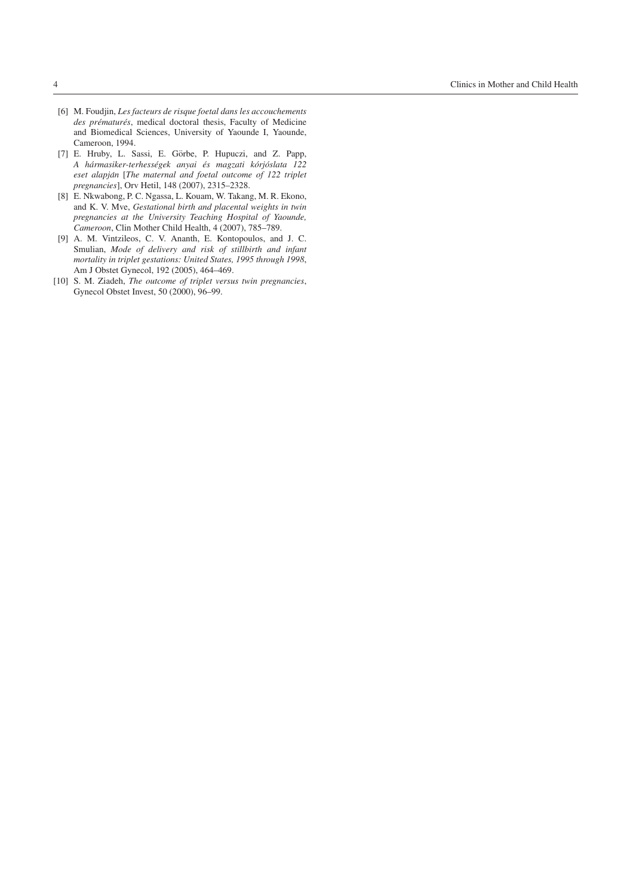[6] M. Foudjin, *Les facteurs de risque foetal dans les accouchements des prématurés*, medical doctoral thesis, Faculty of Medicine and Biomedical Sciences, University of Yaounde I, Yaounde, Cameroon, 1994.

[7] E. Hruby, L. Sassi, E. Görbe, P. Hupuczi, and Z. Papp, *A hármasiker-terhességek anyai és magzati kórjóslata 122 eset alapján* [*The maternal and foetal outcome of 122 triplet pregnancies*], Orv Hetil, 148 (2007), 2315–2328.

[8] E. Nkwabong, P. C. Ngassa, L. Kouam, W. Takang, M. R. Ekono, and K. V. Mve, *Gestational birth and placental weights in twin pregnancies at the University Teaching Hospital of Yaounde, Cameroon*, Clin Mother Child Health, 4 (2007), 785–789.

[9] A. M. Vintzileos, C. V. Ananth, E. Kontopoulos, and J. C. Smulian, *Mode of delivery and risk of stillbirth and infant mortality in triplet gestations: United States, 1995 through 1998*, Am J Obstet Gynecol, 192 (2005), 464–469.

[10] S. M. Ziadeh, *The outcome of triplet versus twin pregnancies*, Gynecol Obstet Invest, 50 (2000), 96–99.